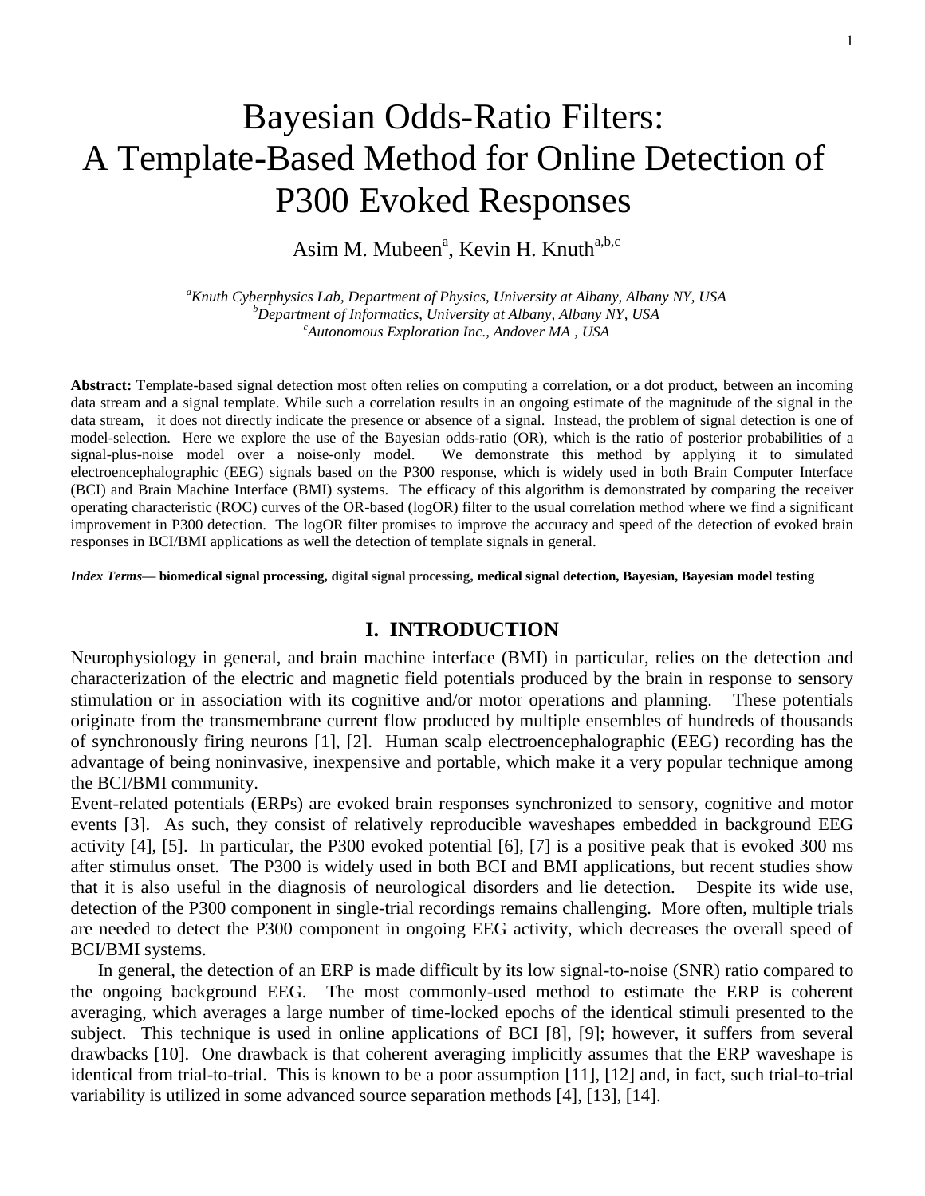# Bayesian Odds-Ratio Filters: A Template-Based Method for Online Detection of P300 Evoked Responses

Asim M. Mubeen[a], Kevin H. Knuth[a,b,c]

[a]*Knuth Cyberphysics Lab, Department of Physics, University at Albany, Albany NY, USA*
[b]*Department of Informatics, University at Albany, Albany NY, USA*
[c]*Autonomous Exploration Inc., Andover MA , USA*

**Abstract:** Template-based signal detection most often relies on computing a correlation, or a dot product, between an incoming data stream and a signal template. While such a correlation results in an ongoing estimate of the magnitude of the signal in the data stream, it does not directly indicate the presence or absence of a signal. Instead, the problem of signal detection is one of model-selection. Here we explore the use of the Bayesian odds-ratio (OR), which is the ratio of posterior probabilities of a signal-plus-noise model over a noise-only model. We demonstrate this method by applying it to simulated electroencephalographic (EEG) signals based on the P300 response, which is widely used in both Brain Computer Interface (BCI) and Brain Machine Interface (BMI) systems. The efficacy of this algorithm is demonstrated by comparing the receiver operating characteristic (ROC) curves of the OR-based (logOR) filter to the usual correlation method where we find a significant improvement in P300 detection. The logOR filter promises to improve the accuracy and speed of the detection of evoked brain responses in BCI/BMI applications as well the detection of template signals in general.

***Index Terms*— biomedical signal processing, digital signal processing, medical signal detection, Bayesian, Bayesian model testing**

## I. INTRODUCTION

Neurophysiology in general, and brain machine interface (BMI) in particular, relies on the detection and characterization of the electric and magnetic field potentials produced by the brain in response to sensory stimulation or in association with its cognitive and/or motor operations and planning. These potentials originate from the transmembrane current flow produced by multiple ensembles of hundreds of thousands of synchronously firing neurons [1], [2]. Human scalp electroencephalographic (EEG) recording has the advantage of being noninvasive, inexpensive and portable, which make it a very popular technique among the BCI/BMI community.

Event-related potentials (ERPs) are evoked brain responses synchronized to sensory, cognitive and motor events [3]. As such, they consist of relatively reproducible waveshapes embedded in background EEG activity [4], [5]. In particular, the P300 evoked potential [6], [7] is a positive peak that is evoked 300 ms after stimulus onset. The P300 is widely used in both BCI and BMI applications, but recent studies show that it is also useful in the diagnosis of neurological disorders and lie detection. Despite its wide use, detection of the P300 component in single-trial recordings remains challenging. More often, multiple trials are needed to detect the P300 component in ongoing EEG activity, which decreases the overall speed of BCI/BMI systems.

In general, the detection of an ERP is made difficult by its low signal-to-noise (SNR) ratio compared to the ongoing background EEG. The most commonly-used method to estimate the ERP is coherent averaging, which averages a large number of time-locked epochs of the identical stimuli presented to the subject. This technique is used in online applications of BCI [8], [9]; however, it suffers from several drawbacks [10]. One drawback is that coherent averaging implicitly assumes that the ERP waveshape is identical from trial-to-trial. This is known to be a poor assumption [11], [12] and, in fact, such trial-to-trial variability is utilized in some advanced source separation methods [4], [13], [14].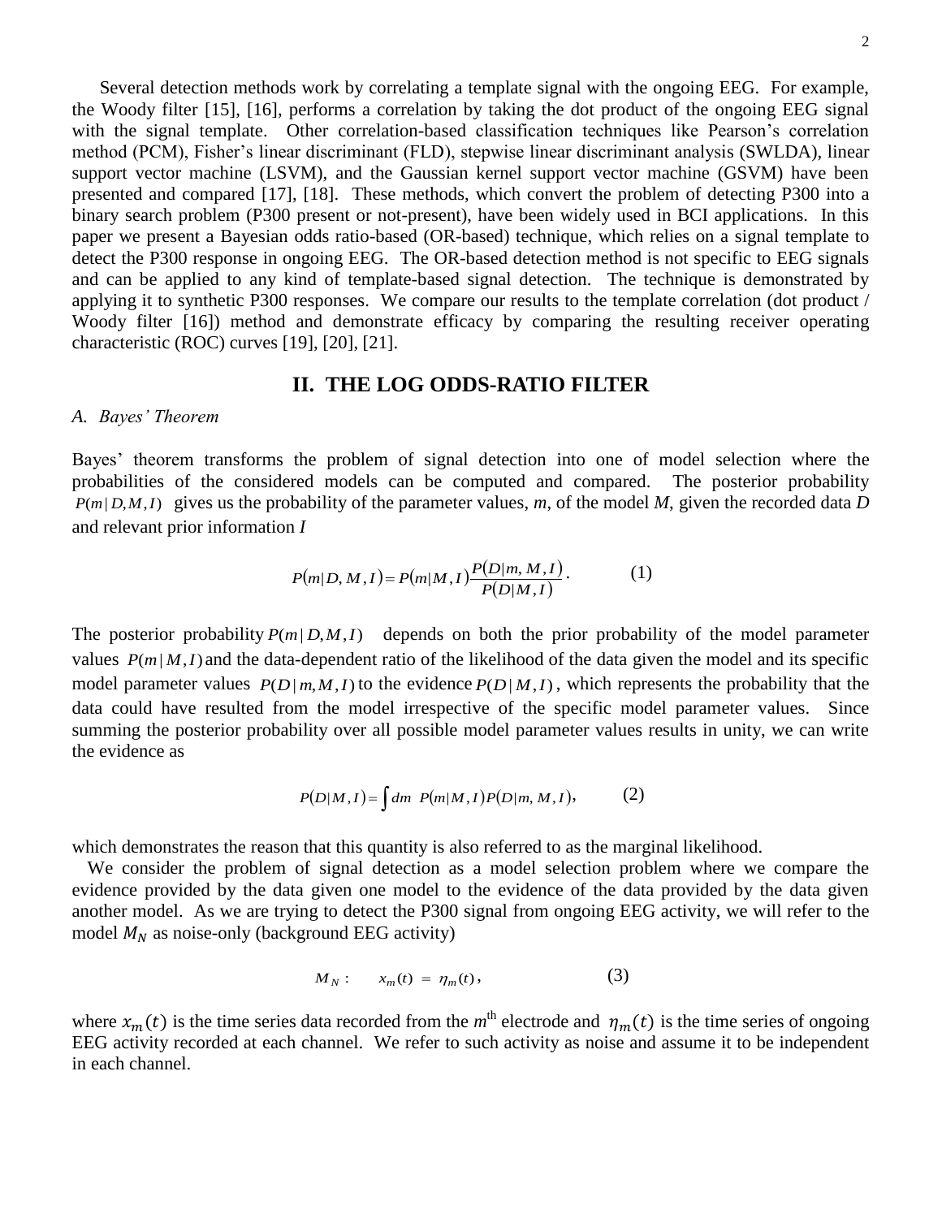Several detection methods work by correlating a template signal with the ongoing EEG. For example, the Woody filter [15], [16], performs a correlation by taking the dot product of the ongoing EEG signal with the signal template. Other correlation-based classification techniques like Pearson's correlation method (PCM), Fisher's linear discriminant (FLD), stepwise linear discriminant analysis (SWLDA), linear support vector machine (LSVM), and the Gaussian kernel support vector machine (GSVM) have been presented and compared [17], [18]. These methods, which convert the problem of detecting P300 into a binary search problem (P300 present or not-present), have been widely used in BCI applications. In this paper we present a Bayesian odds ratio-based (OR-based) technique, which relies on a signal template to detect the P300 response in ongoing EEG. The OR-based detection method is not specific to EEG signals and can be applied to any kind of template-based signal detection. The technique is demonstrated by applying it to synthetic P300 responses. We compare our results to the template correlation (dot product / Woody filter [16]) method and demonstrate efficacy by comparing the resulting receiver operating characteristic (ROC) curves [19], [20], [21].

## II. THE LOG ODDS-RATIO FILTER

### *A. Bayes' Theorem*

Bayes' theorem transforms the problem of signal detection into one of model selection where the probabilities of the considered models can be computed and compared. The posterior probability $P(m \mid D, M, I)$ gives us the probability of the parameter values, *m*, of the model *M*, given the recorded data *D* and relevant prior information *I*

$$P(m|D, M, I) = P(m|M, I)\frac{P(D|m, M, I)}{P(D|M, I)}. \qquad (1)$$

The posterior probability $P(m \mid D, M, I)$ depends on both the prior probability of the model parameter values $P(m \mid M, I)$ and the data-dependent ratio of the likelihood of the data given the model and its specific model parameter values $P(D \mid m, M, I)$ to the evidence $P(D \mid M, I)$, which represents the probability that the data could have resulted from the model irrespective of the specific model parameter values. Since summing the posterior probability over all possible model parameter values results in unity, we can write the evidence as

$$P(D|M, I) = \int dm \;\; P(m|M, I) P(D|m, M, I), \qquad (2)$$

which demonstrates the reason that this quantity is also referred to as the marginal likelihood.

We consider the problem of signal detection as a model selection problem where we compare the evidence provided by the data given one model to the evidence of the data provided by the data given another model. As we are trying to detect the P300 signal from ongoing EEG activity, we will refer to the model $M_N$ as noise-only (background EEG activity)

$$M_N: \qquad x_m(t) \;=\; \eta_m(t), \qquad (3)$$

where $x_m(t)$ is the time series data recorded from the $m^{\text{th}}$ electrode and $\eta_m(t)$ is the time series of ongoing EEG activity recorded at each channel. We refer to such activity as noise and assume it to be independent in each channel.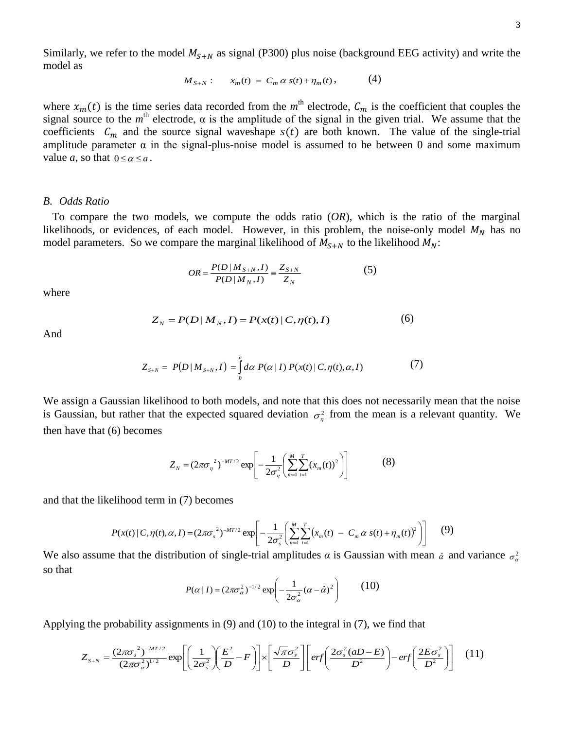Similarly, we refer to the model $M_{S+N}$ as signal (P300) plus noise (background EEG activity) and write the model as

$$M_{S+N}: \quad x_m(t) = C_m \, \alpha \, s(t) + \eta_m(t), \qquad (4)$$

where $x_m(t)$ is the time series data recorded from the $m^{\text{th}}$ electrode, $C_m$ is the coefficient that couples the signal source to the $m^{\text{th}}$ electrode, α is the amplitude of the signal in the given trial. We assume that the coefficients $C_m$ and the source signal waveshape $s(t)$ are both known. The value of the single-trial amplitude parameter α in the signal-plus-noise model is assumed to be between 0 and some maximum value *a*, so that $0 \le \alpha \le a$.

### *B. Odds Ratio*

To compare the two models, we compute the odds ratio (*OR*), which is the ratio of the marginal likelihoods, or evidences, of each model. However, in this problem, the noise-only model $M_N$ has no model parameters. So we compare the marginal likelihood of $M_{S+N}$ to the likelihood $M_N$:

$$OR = \frac{P(D \mid M_{S+N}, I)}{P(D \mid M_N, I)} \equiv \frac{Z_{S+N}}{Z_N} \qquad (5)$$

where

$$Z_N = P(D \mid M_N, I) = P(x(t) \mid C, \eta(t), I) \qquad (6)$$

And

$$Z_{S+N} = P(D \mid M_{S+N}, I) = \int_0^a d\alpha \; P(\alpha \mid I) \, P(x(t) \mid C, \eta(t), \alpha, I) \qquad (7)$$

We assign a Gaussian likelihood to both models, and note that this does not necessarily mean that the noise is Gaussian, but rather that the expected squared deviation $\sigma_\eta^2$ from the mean is a relevant quantity. We then have that (6) becomes

$$Z_N = (2\pi\sigma_\eta^{\;2})^{-MT/2} \exp\left[ -\frac{1}{2\sigma_\eta^2} \left( \sum_{m=1}^{M} \sum_{t=1}^{T} (x_m(t))^2 \right) \right] \qquad (8)$$

and that the likelihood term in (7) becomes

$$P(x(t) \mid C, \eta(t), \alpha, I) = (2\pi\sigma_s^{\;2})^{-MT/2} \exp\left[ -\frac{1}{2\sigma_s^2} \left( \sum_{m=1}^{M} \sum_{t=1}^{T} \left( x_m(t) \; - \; C_m \, \alpha \, s(t) + \eta_m(t) \right)^2 \right) \right] \qquad (9)$$

We also assume that the distribution of single-trial amplitudes *α* is Gaussian with mean $\hat{\alpha}$ and variance $\sigma_\alpha^2$ so that

$$P(\alpha \mid I) = (2\pi\sigma_\alpha^2)^{-1/2} \exp\left( -\frac{1}{2\sigma_\alpha^2} (\alpha - \hat{\alpha})^2 \right) \qquad (10)$$

Applying the probability assignments in (9) and (10) to the integral in (7), we find that

$$Z_{S+N} = \frac{(2\pi\sigma_s^{\;2})^{-MT/2}}{(2\pi\sigma_\alpha^2)^{1/2}} \exp\left[ \left( \frac{1}{2\sigma_s^2} \right) \left( \frac{E^2}{D} - F \right) \right] \times \left[ \frac{\sqrt{\pi}\sigma_s^2}{D} \right] \left[ erf\left( \frac{2\sigma_s^2 (aD - E)}{D^2} \right) - erf\left( \frac{2E\sigma_s^2}{D^2} \right) \right] \qquad (11)$$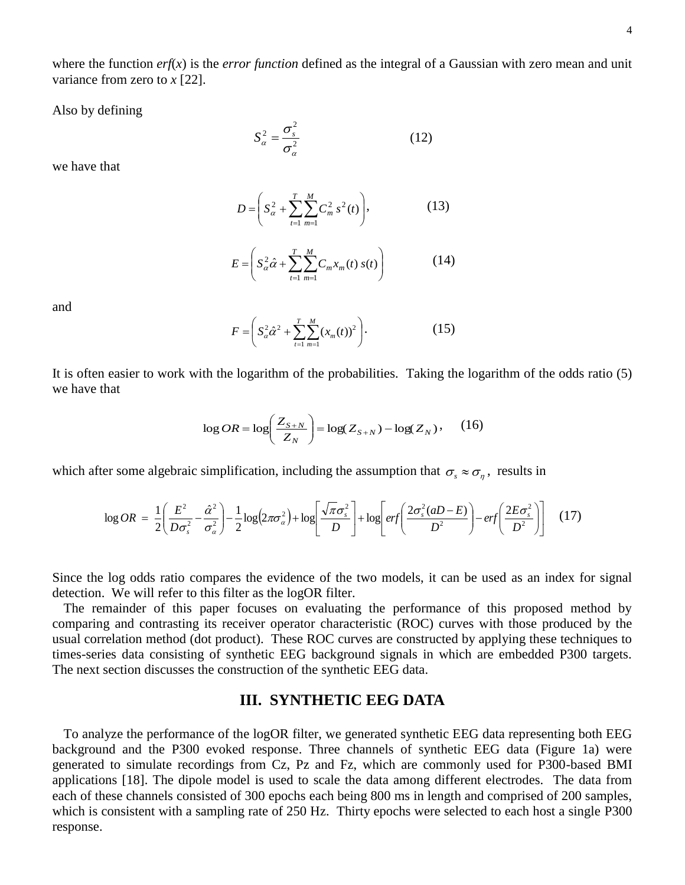where the function *erf*($x$) is the *error function* defined as the integral of a Gaussian with zero mean and unit variance from zero to $x$ [22].

Also by defining

$$S_\alpha^2 = \frac{\sigma_s^2}{\sigma_\alpha^2} \qquad (12)$$

we have that

$$D = \left( S_\alpha^2 + \sum_{t=1}^{T}\sum_{m=1}^{M} C_m^2\, s^2(t) \right), \qquad (13)$$

$$E = \left( S_\alpha^2 \hat{\alpha} + \sum_{t=1}^{T}\sum_{m=1}^{M} C_m x_m(t)\, s(t) \right) \qquad (14)$$

and

$$F = \left( S_\alpha^2 \hat{\alpha}^2 + \sum_{t=1}^{T}\sum_{m=1}^{M} (x_m(t))^2 \right). \qquad (15)$$

It is often easier to work with the logarithm of the probabilities. Taking the logarithm of the odds ratio (5) we have that

$$\log OR = \log\left( \frac{Z_{S+N}}{Z_N} \right) = \log(Z_{S+N}) - \log(Z_N), \qquad (16)$$

which after some algebraic simplification, including the assumption that $\sigma_s \approx \sigma_\eta$, results in

$$\log OR = \frac{1}{2}\left( \frac{E^2}{D\sigma_s^2} - \frac{\hat{\alpha}^2}{\sigma_\alpha^2} \right) - \frac{1}{2}\log\left(2\pi\sigma_\alpha^2\right) + \log\left[ \frac{\sqrt{\pi}\sigma_s^2}{D} \right] + \log\left[ erf\left( \frac{2\sigma_s^2(aD-E)}{D^2} \right) - erf\left( \frac{2E\sigma_s^2}{D^2} \right) \right] \qquad (17)$$

Since the log odds ratio compares the evidence of the two models, it can be used as an index for signal detection. We will refer to this filter as the logOR filter.

The remainder of this paper focuses on evaluating the performance of this proposed method by comparing and contrasting its receiver operator characteristic (ROC) curves with those produced by the usual correlation method (dot product). These ROC curves are constructed by applying these techniques to times-series data consisting of synthetic EEG background signals in which are embedded P300 targets. The next section discusses the construction of the synthetic EEG data.

## III. SYNTHETIC EEG DATA

To analyze the performance of the logOR filter, we generated synthetic EEG data representing both EEG background and the P300 evoked response. Three channels of synthetic EEG data (Figure 1a) were generated to simulate recordings from Cz, Pz and Fz, which are commonly used for P300-based BMI applications [18]. The dipole model is used to scale the data among different electrodes. The data from each of these channels consisted of 300 epochs each being 800 ms in length and comprised of 200 samples, which is consistent with a sampling rate of 250 Hz. Thirty epochs were selected to each host a single P300 response.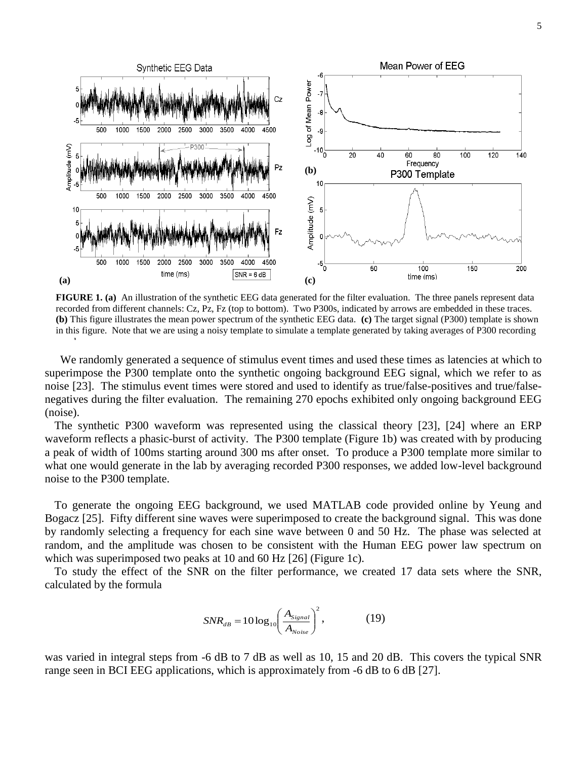**FIGURE 1. (a)** An illustration of the synthetic EEG data generated for the filter evaluation. The three panels represent data recorded from different channels: Cz, Pz, Fz (top to bottom). Two P300s, indicated by arrows are embedded in these traces. **(b)** This figure illustrates the mean power spectrum of the synthetic EEG data. **(c)** The target signal (P300) template is shown in this figure. Note that we are using a noisy template to simulate a template generated by taking averages of P300 recording

We randomly generated a sequence of stimulus event times and used these times as latencies at which to superimpose the P300 template onto the synthetic ongoing background EEG signal, which we refer to as noise [23]. The stimulus event times were stored and used to identify as true/false-positives and true/false-negatives during the filter evaluation. The remaining 270 epochs exhibited only ongoing background EEG (noise).

The synthetic P300 waveform was represented using the classical theory [23], [24] where an ERP waveform reflects a phasic-burst of activity. The P300 template (Figure 1b) was created with by producing a peak of width of 100ms starting around 300 ms after onset. To produce a P300 template more similar to what one would generate in the lab by averaging recorded P300 responses, we added low-level background noise to the P300 template.

To generate the ongoing EEG background, we used MATLAB code provided online by Yeung and Bogacz [25]. Fifty different sine waves were superimposed to create the background signal. This was done by randomly selecting a frequency for each sine wave between 0 and 50 Hz. The phase was selected at random, and the amplitude was chosen to be consistent with the Human EEG power law spectrum on which was superimposed two peaks at 10 and 60 Hz [26] (Figure 1c).

To study the effect of the SNR on the filter performance, we created 17 data sets where the SNR, calculated by the formula

$$SNR_{dB} = 10\log_{10}\left(\frac{A_{Signal}}{A_{Noise}}\right)^2, \qquad (19)$$

was varied in integral steps from -6 dB to 7 dB as well as 10, 15 and 20 dB. This covers the typical SNR range seen in BCI EEG applications, which is approximately from -6 dB to 6 dB [27].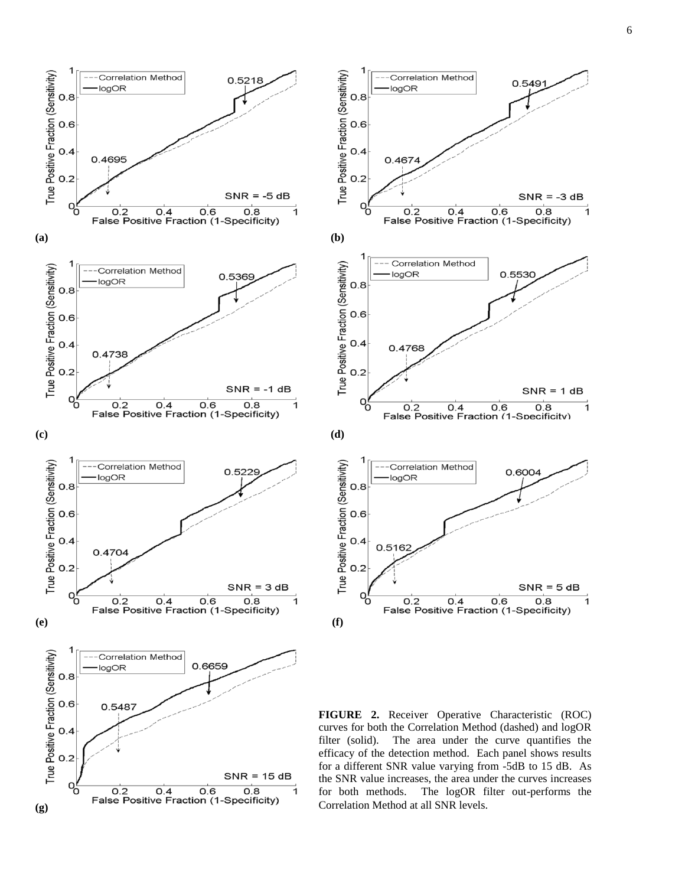**FIGURE 2.** Receiver Operative Characteristic (ROC) curves for both the Correlation Method (dashed) and logOR filter (solid). The area under the curve quantifies the efficacy of the detection method. Each panel shows results for a different SNR value varying from -5dB to 15 dB. As the SNR value increases, the area under the curves increases for both methods. The logOR filter out-performs the Correlation Method at all SNR levels.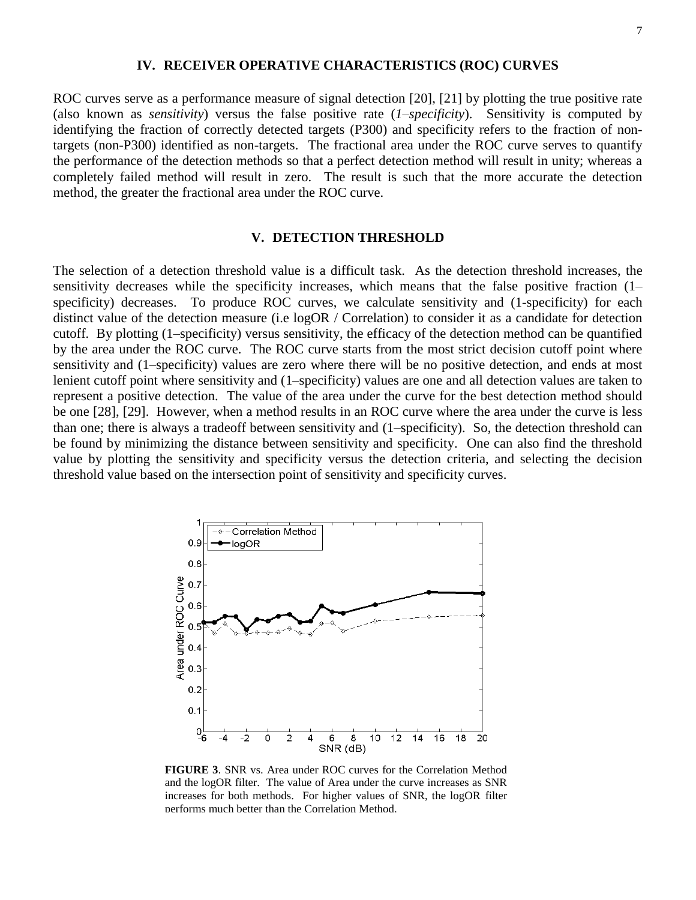## IV. RECEIVER OPERATIVE CHARACTERISTICS (ROC) CURVES

ROC curves serve as a performance measure of signal detection [20], [21] by plotting the true positive rate (also known as *sensitivity*) versus the false positive rate (*1–specificity*). Sensitivity is computed by identifying the fraction of correctly detected targets (P300) and specificity refers to the fraction of non-targets (non-P300) identified as non-targets. The fractional area under the ROC curve serves to quantify the performance of the detection methods so that a perfect detection method will result in unity; whereas a completely failed method will result in zero. The result is such that the more accurate the detection method, the greater the fractional area under the ROC curve.

## V. DETECTION THRESHOLD

The selection of a detection threshold value is a difficult task. As the detection threshold increases, the sensitivity decreases while the specificity increases, which means that the false positive fraction (1–specificity) decreases. To produce ROC curves, we calculate sensitivity and (1-specificity) for each distinct value of the detection measure (i.e logOR / Correlation) to consider it as a candidate for detection cutoff. By plotting (1–specificity) versus sensitivity, the efficacy of the detection method can be quantified by the area under the ROC curve. The ROC curve starts from the most strict decision cutoff point where sensitivity and (1–specificity) values are zero where there will be no positive detection, and ends at most lenient cutoff point where sensitivity and (1–specificity) values are one and all detection values are taken to represent a positive detection. The value of the area under the curve for the best detection method should be one [28], [29]. However, when a method results in an ROC curve where the area under the curve is less than one; there is always a tradeoff between sensitivity and (1–specificity). So, the detection threshold can be found by minimizing the distance between sensitivity and specificity. One can also find the threshold value by plotting the sensitivity and specificity versus the detection criteria, and selecting the decision threshold value based on the intersection point of sensitivity and specificity curves.

**FIGURE 3**. SNR vs. Area under ROC curves for the Correlation Method and the logOR filter. The value of Area under the curve increases as SNR increases for both methods. For higher values of SNR, the logOR filter performs much better than the Correlation Method.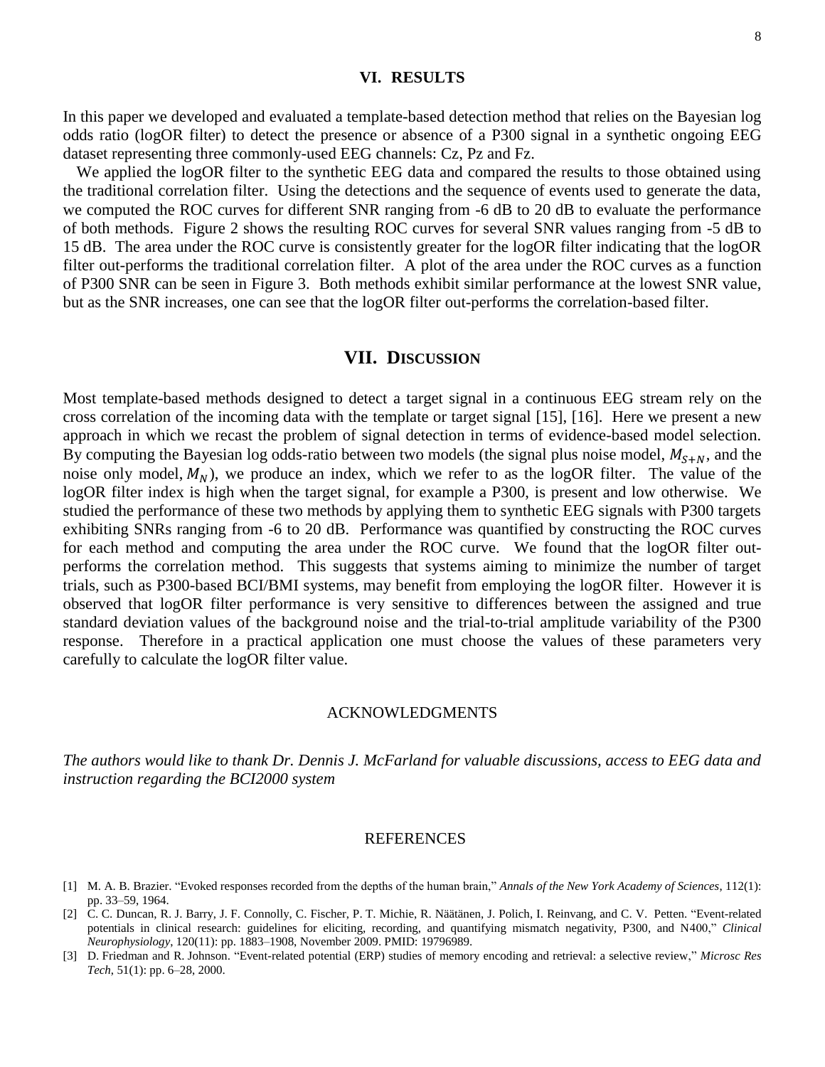## VI. RESULTS

In this paper we developed and evaluated a template-based detection method that relies on the Bayesian log odds ratio (logOR filter) to detect the presence or absence of a P300 signal in a synthetic ongoing EEG dataset representing three commonly-used EEG channels: Cz, Pz and Fz.

We applied the logOR filter to the synthetic EEG data and compared the results to those obtained using the traditional correlation filter. Using the detections and the sequence of events used to generate the data, we computed the ROC curves for different SNR ranging from -6 dB to 20 dB to evaluate the performance of both methods. Figure 2 shows the resulting ROC curves for several SNR values ranging from -5 dB to 15 dB. The area under the ROC curve is consistently greater for the logOR filter indicating that the logOR filter out-performs the traditional correlation filter. A plot of the area under the ROC curves as a function of P300 SNR can be seen in Figure 3. Both methods exhibit similar performance at the lowest SNR value, but as the SNR increases, one can see that the logOR filter out-performs the correlation-based filter.

## VII. DISCUSSION

Most template-based methods designed to detect a target signal in a continuous EEG stream rely on the cross correlation of the incoming data with the template or target signal [15], [16]. Here we present a new approach in which we recast the problem of signal detection in terms of evidence-based model selection. By computing the Bayesian log odds-ratio between two models (the signal plus noise model, $M_{S+N}$, and the noise only model, $M_N$), we produce an index, which we refer to as the logOR filter. The value of the logOR filter index is high when the target signal, for example a P300, is present and low otherwise. We studied the performance of these two methods by applying them to synthetic EEG signals with P300 targets exhibiting SNRs ranging from -6 to 20 dB. Performance was quantified by constructing the ROC curves for each method and computing the area under the ROC curve. We found that the logOR filter out-performs the correlation method. This suggests that systems aiming to minimize the number of target trials, such as P300-based BCI/BMI systems, may benefit from employing the logOR filter. However it is observed that logOR filter performance is very sensitive to differences between the assigned and true standard deviation values of the background noise and the trial-to-trial amplitude variability of the P300 response. Therefore in a practical application one must choose the values of these parameters very carefully to calculate the logOR filter value.

## ACKNOWLEDGMENTS

*The authors would like to thank Dr. Dennis J. McFarland for valuable discussions, access to EEG data and instruction regarding the BCI2000 system*

## REFERENCES

[1] M. A. B. Brazier. "Evoked responses recorded from the depths of the human brain," *Annals of the New York Academy of Sciences*, 112(1): pp. 33–59, 1964.

[2] C. C. Duncan, R. J. Barry, J. F. Connolly, C. Fischer, P. T. Michie, R. Näätänen, J. Polich, I. Reinvang, and C. V. Petten. "Event-related potentials in clinical research: guidelines for eliciting, recording, and quantifying mismatch negativity, P300, and N400," *Clinical Neurophysiology*, 120(11): pp. 1883–1908, November 2009. PMID: 19796989.

[3] D. Friedman and R. Johnson. "Event-related potential (ERP) studies of memory encoding and retrieval: a selective review," *Microsc Res Tech*, 51(1): pp. 6–28, 2000.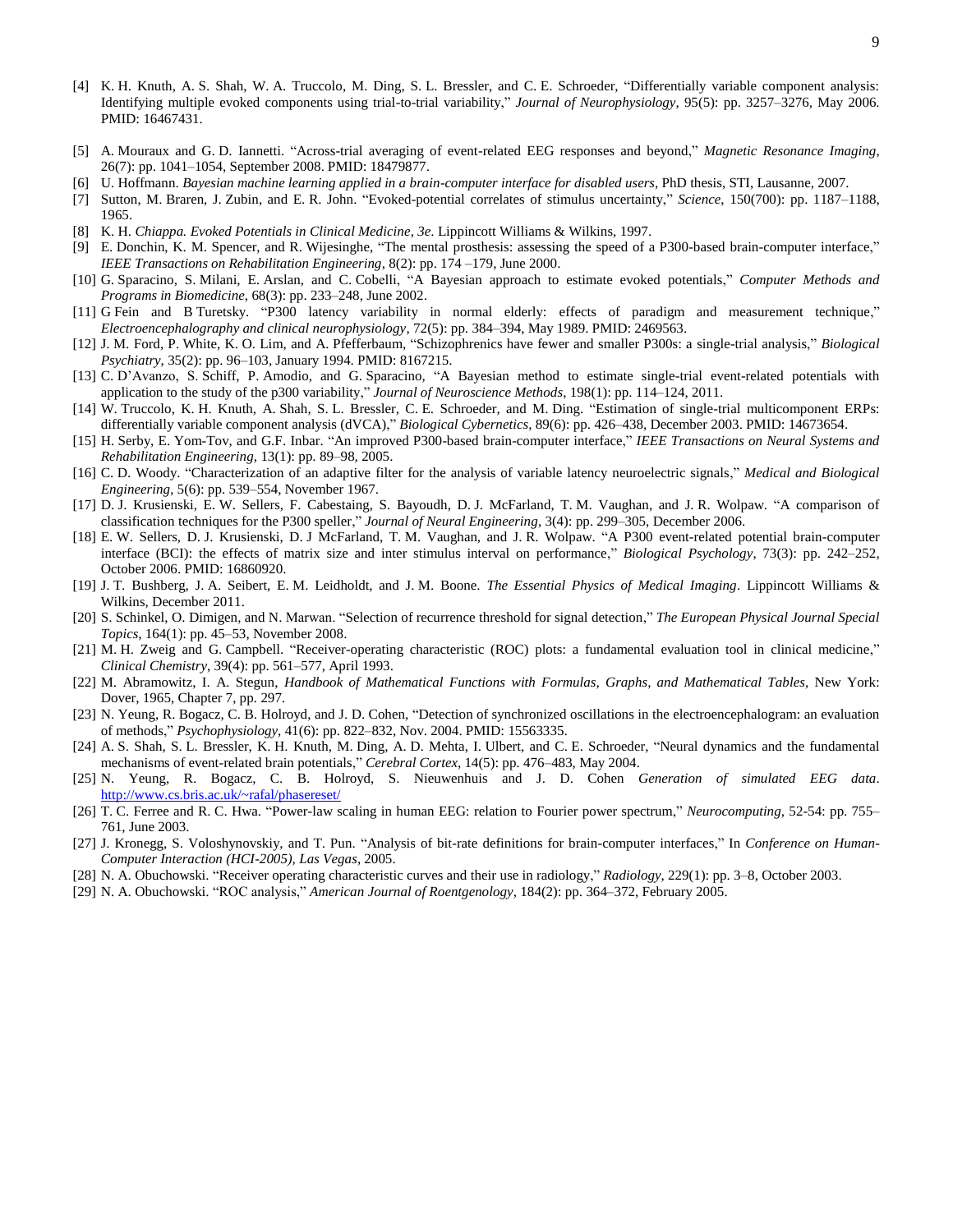[4] K. H. Knuth, A. S. Shah, W. A. Truccolo, M. Ding, S. L. Bressler, and C. E. Schroeder, "Differentially variable component analysis: Identifying multiple evoked components using trial-to-trial variability," *Journal of Neurophysiology*, 95(5): pp. 3257–3276, May 2006. PMID: 16467431.

[5] A. Mouraux and G. D. Iannetti. "Across-trial averaging of event-related EEG responses and beyond," *Magnetic Resonance Imaging*, 26(7): pp. 1041–1054, September 2008. PMID: 18479877.

[6] U. Hoffmann. *Bayesian machine learning applied in a brain-computer interface for disabled users*, PhD thesis, STI, Lausanne, 2007.

[7] Sutton, M. Braren, J. Zubin, and E. R. John. "Evoked-potential correlates of stimulus uncertainty," *Science*, 150(700): pp. 1187–1188, 1965.

[8] K. H. *Chiappa. Evoked Potentials in Clinical Medicine*, *3e*. Lippincott Williams & Wilkins, 1997.

[9] E. Donchin, K. M. Spencer, and R. Wijesinghe, "The mental prosthesis: assessing the speed of a P300-based brain-computer interface," *IEEE Transactions on Rehabilitation Engineering*, 8(2): pp. 174 –179, June 2000.

[10] G. Sparacino, S. Milani, E. Arslan, and C. Cobelli, "A Bayesian approach to estimate evoked potentials," *Computer Methods and Programs in Biomedicine*, 68(3): pp. 233–248, June 2002.

[11] G Fein and B Turetsky. "P300 latency variability in normal elderly: effects of paradigm and measurement technique," *Electroencephalography and clinical neurophysiology*, 72(5): pp. 384–394, May 1989. PMID: 2469563.

[12] J. M. Ford, P. White, K. O. Lim, and A. Pfefferbaum, "Schizophrenics have fewer and smaller P300s: a single-trial analysis," *Biological Psychiatry*, 35(2): pp. 96–103, January 1994. PMID: 8167215.

[13] C. D'Avanzo, S. Schiff, P. Amodio, and G. Sparacino, "A Bayesian method to estimate single-trial event-related potentials with application to the study of the p300 variability," *Journal of Neuroscience Methods*, 198(1): pp. 114–124, 2011.

[14] W. Truccolo, K. H. Knuth, A. Shah, S. L. Bressler, C. E. Schroeder, and M. Ding. "Estimation of single-trial multicomponent ERPs: differentially variable component analysis (dVCA)," *Biological Cybernetics*, 89(6): pp. 426–438, December 2003. PMID: 14673654.

[15] H. Serby, E. Yom-Tov, and G.F. Inbar. "An improved P300-based brain-computer interface," *IEEE Transactions on Neural Systems and Rehabilitation Engineering*, 13(1): pp. 89–98, 2005.

[16] C. D. Woody. "Characterization of an adaptive filter for the analysis of variable latency neuroelectric signals," *Medical and Biological Engineering*, 5(6): pp. 539–554, November 1967.

[17] D. J. Krusienski, E. W. Sellers, F. Cabestaing, S. Bayoudh, D. J. McFarland, T. M. Vaughan, and J. R. Wolpaw. "A comparison of classification techniques for the P300 speller," *Journal of Neural Engineering*, 3(4): pp. 299–305, December 2006.

[18] E. W. Sellers, D. J. Krusienski, D. J McFarland, T. M. Vaughan, and J. R. Wolpaw. "A P300 event-related potential brain-computer interface (BCI): the effects of matrix size and inter stimulus interval on performance," *Biological Psychology*, 73(3): pp. 242–252, October 2006. PMID: 16860920.

[19] J. T. Bushberg, J. A. Seibert, E. M. Leidholdt, and J. M. Boone. *The Essential Physics of Medical Imaging*. Lippincott Williams & Wilkins, December 2011.

[20] S. Schinkel, O. Dimigen, and N. Marwan. "Selection of recurrence threshold for signal detection," *The European Physical Journal Special Topics*, 164(1): pp. 45–53, November 2008.

[21] M. H. Zweig and G. Campbell. "Receiver-operating characteristic (ROC) plots: a fundamental evaluation tool in clinical medicine," *Clinical Chemistry*, 39(4): pp. 561–577, April 1993.

[22] M. Abramowitz, I. A. Stegun, *Handbook of Mathematical Functions with Formulas, Graphs, and Mathematical Tables*, New York: Dover, 1965, Chapter 7, pp. 297.

[23] N. Yeung, R. Bogacz, C. B. Holroyd, and J. D. Cohen, "Detection of synchronized oscillations in the electroencephalogram: an evaluation of methods," *Psychophysiology*, 41(6): pp. 822–832, Nov. 2004. PMID: 15563335.

[24] A. S. Shah, S. L. Bressler, K. H. Knuth, M. Ding, A. D. Mehta, I. Ulbert, and C. E. Schroeder, "Neural dynamics and the fundamental mechanisms of event-related brain potentials," *Cerebral Cortex*, 14(5): pp. 476–483, May 2004.

[25] N. Yeung, R. Bogacz, C. B. Holroyd, S. Nieuwenhuis and J. D. Cohen *Generation of simulated EEG data*. http://www.cs.bris.ac.uk/~rafal/phasereset/

[26] T. C. Ferree and R. C. Hwa. "Power-law scaling in human EEG: relation to Fourier power spectrum," *Neurocomputing*, 52-54: pp. 755–761, June 2003.

[27] J. Kronegg, S. Voloshynovskiy, and T. Pun. "Analysis of bit-rate definitions for brain-computer interfaces," In *Conference on Human-Computer Interaction (HCI-2005), Las Vegas*, 2005.

[28] N. A. Obuchowski. "Receiver operating characteristic curves and their use in radiology," *Radiology*, 229(1): pp. 3–8, October 2003.

[29] N. A. Obuchowski. "ROC analysis," *American Journal of Roentgenology*, 184(2): pp. 364–372, February 2005.